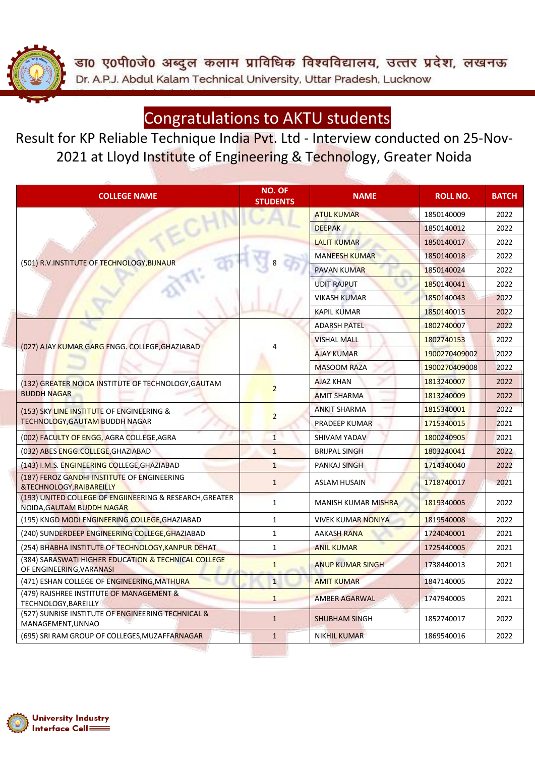डा० ए०पी०जे० अब्दुल कलाम प्राविधिक विश्वविद्यालय, उत्तर प्रदेश, लखनऊ

Dr. A.P.J. Abdul Kalam Technical University, Uttar Pradesh, Lucknow

# Congratulations to AKTU students

## Result for KP Reliable Technique India Pvt. Ltd - Interview conducted on 25-Nov-2021 at Lloyd Institute of Engineering & Technology, Greater Noida

| COLLEGE NAME | NO. OF STUDENTS | NAME | ROLL NO. | BATCH |
|---|---|---|---|---|
| (501) R.V.INSTITUTE OF TECHNOLOGY,BIJNAUR | 8 | ATUL KUMAR | 1850140009 | 2022 |
| | | DEEPAK | 1850140012 | 2022 |
| | | LALIT KUMAR | 1850140017 | 2022 |
| | | MANEESH KUMAR | 1850140018 | 2022 |
| | | PAVAN KUMAR | 1850140024 | 2022 |
| | | UDIT RAJPUT | 1850140041 | 2022 |
| | | VIKASH KUMAR | 1850140043 | 2022 |
| | | KAPIL KUMAR | 1850140015 | 2022 |
| (027) AJAY KUMAR GARG ENGG. COLLEGE,GHAZIABAD | 4 | ADARSH PATEL | 1802740007 | 2022 |
| | | VISHAL MALL | 1802740153 | 2022 |
| | | AJAY KUMAR | 1900270409002 | 2022 |
| | | MASOOM RAZA | 1900270409008 | 2022 |
| (132) GREATER NOIDA INSTITUTE OF TECHNOLOGY,GAUTAM BUDDH NAGAR | 2 | AJAZ KHAN | 1813240007 | 2022 |
| | | AMIT SHARMA | 1813240009 | 2022 |
| (153) SKY LINE INSTITUTE OF ENGINEERING & TECHNOLOGY,GAUTAM BUDDH NAGAR | 2 | ANKIT SHARMA | 1815340001 | 2022 |
| | | PRADEEP KUMAR | 1715340015 | 2021 |
| (002) FACULTY OF ENGG, AGRA COLLEGE,AGRA | 1 | SHIVAM YADAV | 1800240905 | 2021 |
| (032) ABES ENGG.COLLEGE,GHAZIABAD | 1 | BRIJPAL SINGH | 1803240041 | 2022 |
| (143) I.M.S. ENGINEERING COLLEGE,GHAZIABAD | 1 | PANKAJ SINGH | 1714340040 | 2022 |
| (187) FEROZ GANDHI INSTITUTE OF ENGINEERING &TECHNOLOGY,RAIBAREILLY | 1 | ASLAM HUSAIN | 1718740017 | 2021 |
| (193) UNITED COLLEGE OF ENGIINEERING & RESEARCH,GREATER NOIDA,GAUTAM BUDDH NAGAR | 1 | MANISH KUMAR MISHRA | 1819340005 | 2022 |
| (195) KNGD MODI ENGINEERING COLLEGE,GHAZIABAD | 1 | VIVEK KUMAR NONIYA | 1819540008 | 2022 |
| (240) SUNDERDEEP ENGINEERING COLLEGE,GHAZIABAD | 1 | AAKASH RANA | 1724040001 | 2021 |
| (254) BHABHA INSTITUTE OF TECHNOLOGY,KANPUR DEHAT | 1 | ANIL KUMAR | 1725440005 | 2021 |
| (384) SARASWATI HIGHER EDUCATION & TECHNICAL COLLEGE OF ENGINEERING,VARANASI | 1 | ANUP KUMAR SINGH | 1738440013 | 2021 |
| (471) ESHAN COLLEGE OF ENGINEERING,MATHURA | 1 | AMIT KUMAR | 1847140005 | 2022 |
| (479) RAJSHREE INSTITUTE OF MANAGEMENT & TECHNOLOGY,BAREILLY | 1 | AMBER AGARWAL | 1747940005 | 2021 |
| (527) SUNRISE INSTITUTE OF ENGINEERING TECHNICAL & MANAGEMENT,UNNAO | 1 | SHUBHAM SINGH | 1852740017 | 2022 |
| (695) SRI RAM GROUP OF COLLEGES,MUZAFFARNAGAR | 1 | NIKHIL KUMAR | 1869540016 | 2022 |

University Industry Interface Cell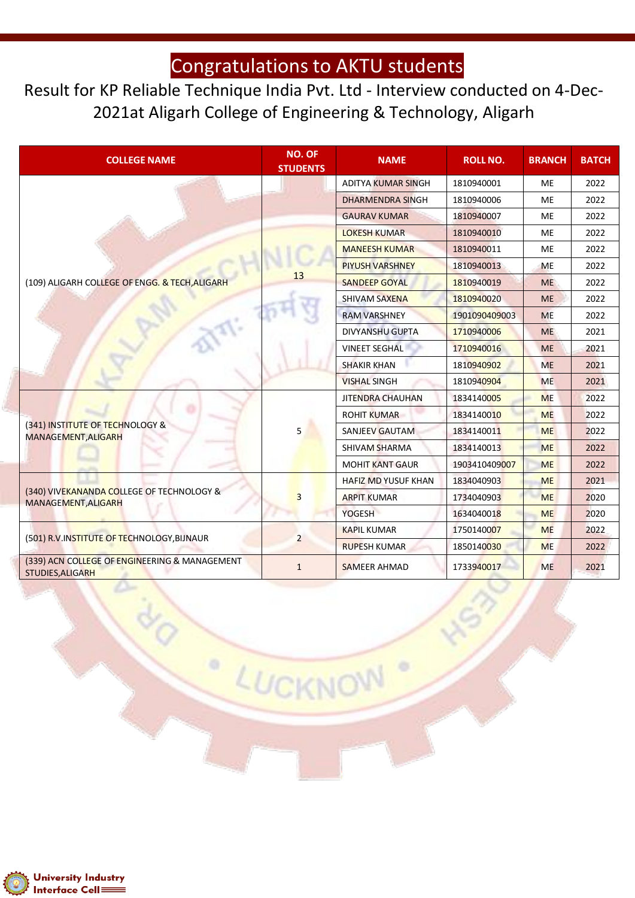# Congratulations to AKTU students

Result for KP Reliable Technique India Pvt. Ltd - Interview conducted on 4-Dec-2021at Aligarh College of Engineering & Technology, Aligarh

| COLLEGE NAME | NO. OF STUDENTS | NAME | ROLL NO. | BRANCH | BATCH |
|---|---|---|---|---|---|
| (109) ALIGARH COLLEGE OF ENGG. & TECH,ALIGARH | 13 | ADITYA KUMAR SINGH | 1810940001 | ME | 2022 |
| | | DHARMENDRA SINGH | 1810940006 | ME | 2022 |
| | | GAURAV KUMAR | 1810940007 | ME | 2022 |
| | | LOKESH KUMAR | 1810940010 | ME | 2022 |
| | | MANEESH KUMAR | 1810940011 | ME | 2022 |
| | | PIYUSH VARSHNEY | 1810940013 | ME | 2022 |
| | | SANDEEP GOYAL | 1810940019 | ME | 2022 |
| | | SHIVAM SAXENA | 1810940020 | ME | 2022 |
| | | RAM VARSHNEY | 1901090409003 | ME | 2022 |
| | | DIVYANSHU GUPTA | 1710940006 | ME | 2021 |
| | | VINEET SEGHAL | 1710940016 | ME | 2021 |
| | | SHAKIR KHAN | 1810940902 | ME | 2021 |
| | | VISHAL SINGH | 1810940904 | ME | 2021 |
| (341) INSTITUTE OF TECHNOLOGY & MANAGEMENT,ALIGARH | 5 | JITENDRA CHAUHAN | 1834140005 | ME | 2022 |
| | | ROHIT KUMAR | 1834140010 | ME | 2022 |
| | | SANJEEV GAUTAM | 1834140011 | ME | 2022 |
| | | SHIVAM SHARMA | 1834140013 | ME | 2022 |
| | | MOHIT KANT GAUR | 1903410409007 | ME | 2022 |
| (340) VIVEKANANDA COLLEGE OF TECHNOLOGY & MANAGEMENT,ALIGARH | 3 | HAFIZ MD YUSUF KHAN | 1834040903 | ME | 2021 |
| | | ARPIT KUMAR | 1734040903 | ME | 2020 |
| | | YOGESH | 1634040018 | ME | 2020 |
| (501) R.V.INSTITUTE OF TECHNOLOGY,BIJNAUR | 2 | KAPIL KUMAR | 1750140007 | ME | 2022 |
| | | RUPESH KUMAR | 1850140030 | ME | 2022 |
| (339) ACN COLLEGE OF ENGINEERING & MANAGEMENT STUDIES,ALIGARH | 1 | SAMEER AHMAD | 1733940017 | ME | 2021 |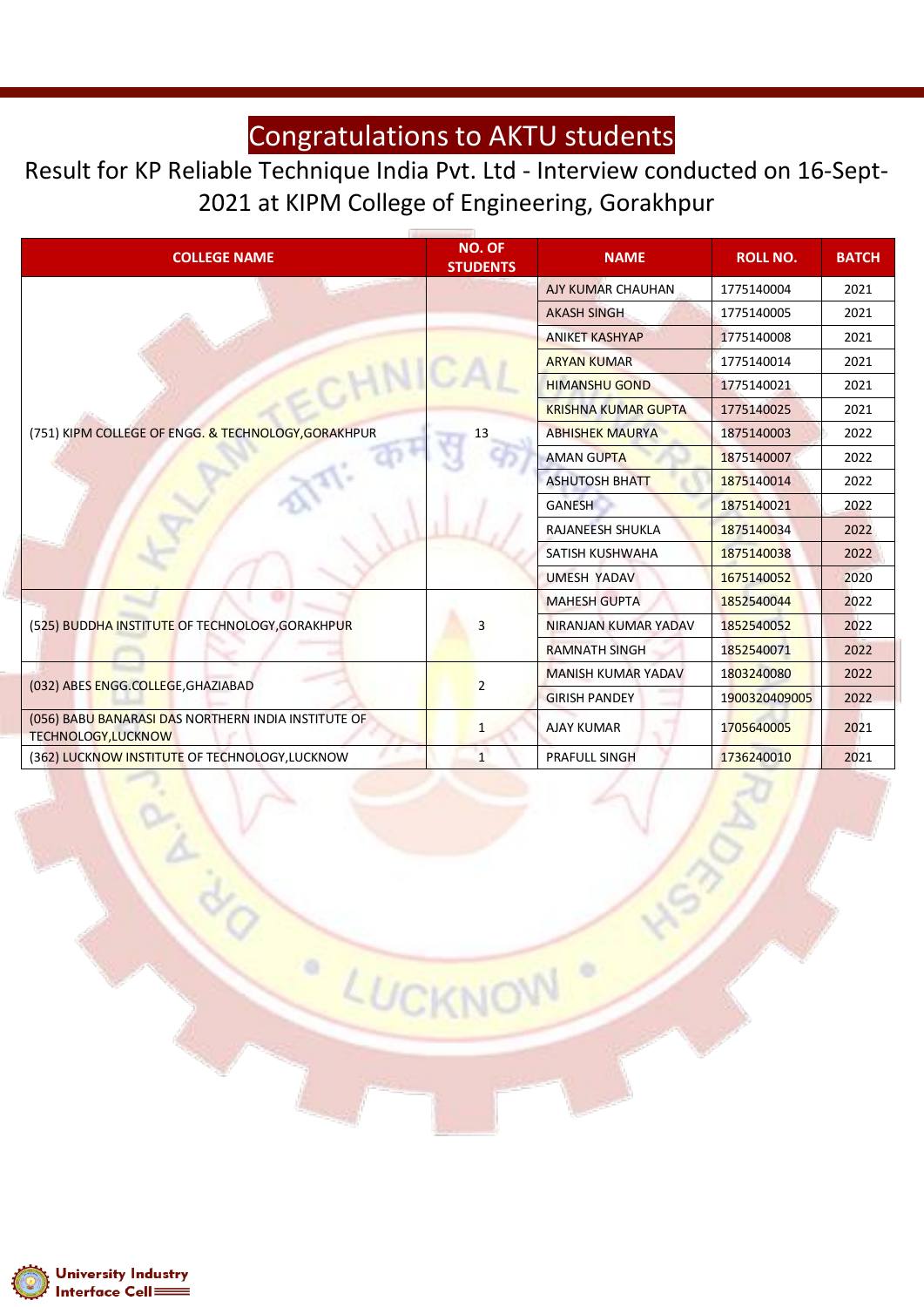# Congratulations to AKTU students

## Result for KP Reliable Technique India Pvt. Ltd - Interview conducted on 16-Sept-2021 at KIPM College of Engineering, Gorakhpur

| COLLEGE NAME | NO. OF STUDENTS | NAME | ROLL NO. | BATCH |
|---|---|---|---|---|
| (751) KIPM COLLEGE OF ENGG. & TECHNOLOGY,GORAKHPUR | 13 | AJY KUMAR CHAUHAN | 1775140004 | 2021 |
| | | AKASH SINGH | 1775140005 | 2021 |
| | | ANIKET KASHYAP | 1775140008 | 2021 |
| | | ARYAN KUMAR | 1775140014 | 2021 |
| | | HIMANSHU GOND | 1775140021 | 2021 |
| | | KRISHNA KUMAR GUPTA | 1775140025 | 2021 |
| | | ABHISHEK MAURYA | 1875140003 | 2022 |
| | | AMAN GUPTA | 1875140007 | 2022 |
| | | ASHUTOSH BHATT | 1875140014 | 2022 |
| | | GANESH | 1875140021 | 2022 |
| | | RAJANEESH SHUKLA | 1875140034 | 2022 |
| | | SATISH KUSHWAHA | 1875140038 | 2022 |
| | | UMESH YADAV | 1675140052 | 2020 |
| (525) BUDDHA INSTITUTE OF TECHNOLOGY,GORAKHPUR | 3 | MAHESH GUPTA | 1852540044 | 2022 |
| | | NIRANJAN KUMAR YADAV | 1852540052 | 2022 |
| | | RAMNATH SINGH | 1852540071 | 2022 |
| (032) ABES ENGG.COLLEGE,GHAZIABAD | 2 | MANISH KUMAR YADAV | 1803240080 | 2022 |
| | | GIRISH PANDEY | 1900320409005 | 2022 |
| (056) BABU BANARASI DAS NORTHERN INDIA INSTITUTE OF TECHNOLOGY,LUCKNOW | 1 | AJAY KUMAR | 1705640005 | 2021 |
| (362) LUCKNOW INSTITUTE OF TECHNOLOGY,LUCKNOW | 1 | PRAFULL SINGH | 1736240010 | 2021 |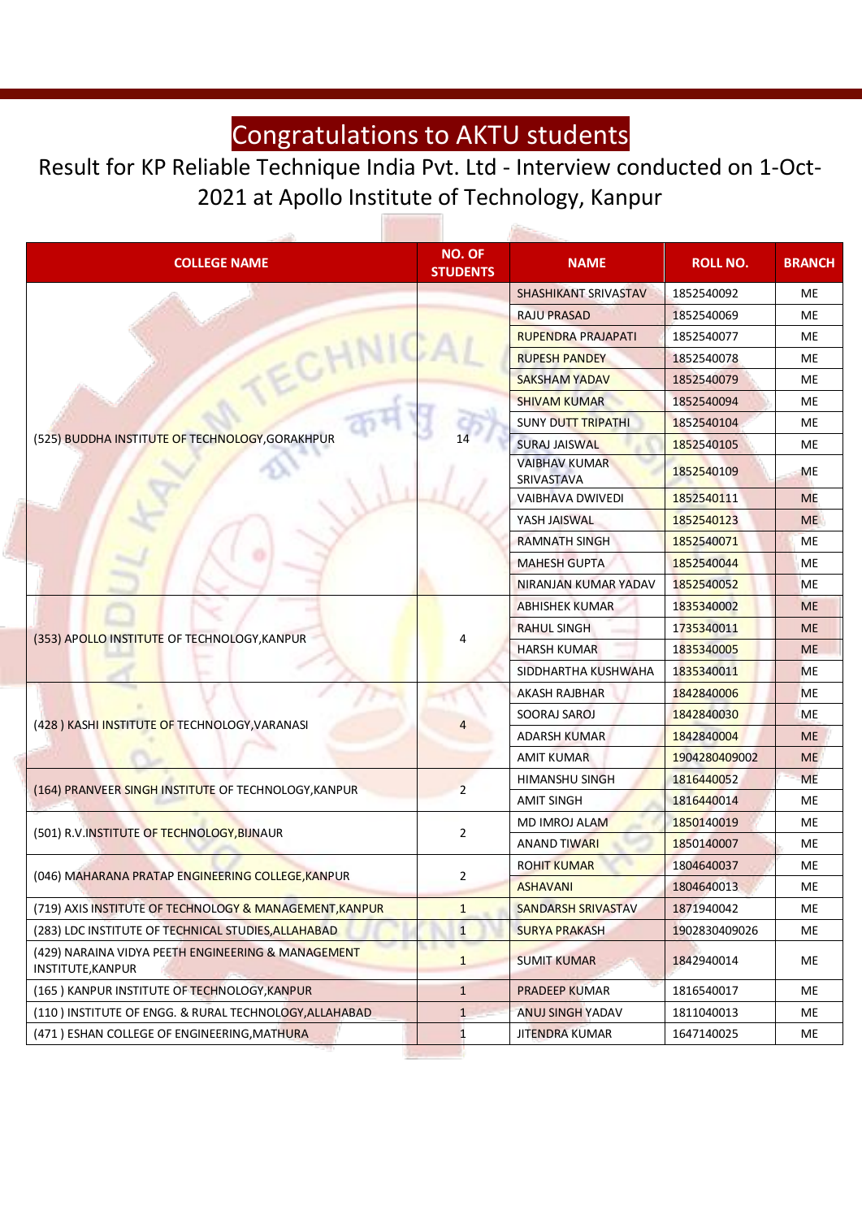# Congratulations to AKTU students

## Result for KP Reliable Technique India Pvt. Ltd - Interview conducted on 1-Oct-2021 at Apollo Institute of Technology, Kanpur

| COLLEGE NAME | NO. OF STUDENTS | NAME | ROLL NO. | BRANCH |
|---|---|---|---|---|
| (525) BUDDHA INSTITUTE OF TECHNOLOGY,GORAKHPUR | 14 | SHASHIKANT SRIVASTAV | 1852540092 | ME |
| | | RAJU PRASAD | 1852540069 | ME |
| | | RUPENDRA PRAJAPATI | 1852540077 | ME |
| | | RUPESH PANDEY | 1852540078 | ME |
| | | SAKSHAM YADAV | 1852540079 | ME |
| | | SHIVAM KUMAR | 1852540094 | ME |
| | | SUNY DUTT TRIPATHI | 1852540104 | ME |
| | | SURAJ JAISWAL | 1852540105 | ME |
| | | VAIBHAV KUMAR SRIVASTAVA | 1852540109 | ME |
| | | VAIBHAVA DWIVEDI | 1852540111 | ME |
| | | YASH JAISWAL | 1852540123 | ME |
| | | RAMNATH SINGH | 1852540071 | ME |
| | | MAHESH GUPTA | 1852540044 | ME |
| | | NIRANJAN KUMAR YADAV | 1852540052 | ME |
| (353) APOLLO INSTITUTE OF TECHNOLOGY,KANPUR | 4 | ABHISHEK KUMAR | 1835340002 | ME |
| | | RAHUL SINGH | 1735340011 | ME |
| | | HARSH KUMAR | 1835340005 | ME |
| | | SIDDHARTHA KUSHWAHA | 1835340011 | ME |
| (428 ) KASHI INSTITUTE OF TECHNOLOGY,VARANASI | 4 | AKASH RAJBHAR | 1842840006 | ME |
| | | SOORAJ SAROJ | 1842840030 | ME |
| | | ADARSH KUMAR | 1842840004 | ME |
| | | AMIT KUMAR | 1904280409002 | ME |
| (164) PRANVEER SINGH INSTITUTE OF TECHNOLOGY,KANPUR | 2 | HIMANSHU SINGH | 1816440052 | ME |
| | | AMIT SINGH | 1816440014 | ME |
| (501) R.V.INSTITUTE OF TECHNOLOGY,BIJNAUR | 2 | MD IMROJ ALAM | 1850140019 | ME |
| | | ANAND TIWARI | 1850140007 | ME |
| (046) MAHARANA PRATAP ENGINEERING COLLEGE,KANPUR | 2 | ROHIT KUMAR | 1804640037 | ME |
| | | ASHAVANI | 1804640013 | ME |
| (719) AXIS INSTITUTE OF TECHNOLOGY & MANAGEMENT,KANPUR | 1 | SANDARSH SRIVASTAV | 1871940042 | ME |
| (283) LDC INSTITUTE OF TECHNICAL STUDIES,ALLAHABAD | 1 | SURYA PRAKASH | 1902830409026 | ME |
| (429) NARAINA VIDYA PEETH ENGINEERING & MANAGEMENT INSTITUTE,KANPUR | 1 | SUMIT KUMAR | 1842940014 | ME |
| (165 ) KANPUR INSTITUTE OF TECHNOLOGY,KANPUR | 1 | PRADEEP KUMAR | 1816540017 | ME |
| (110 ) INSTITUTE OF ENGG. & RURAL TECHNOLOGY,ALLAHABAD | 1 | ANUJ SINGH YADAV | 1811040013 | ME |
| (471 ) ESHAN COLLEGE OF ENGINEERING,MATHURA | 1 | JITENDRA KUMAR | 1647140025 | ME |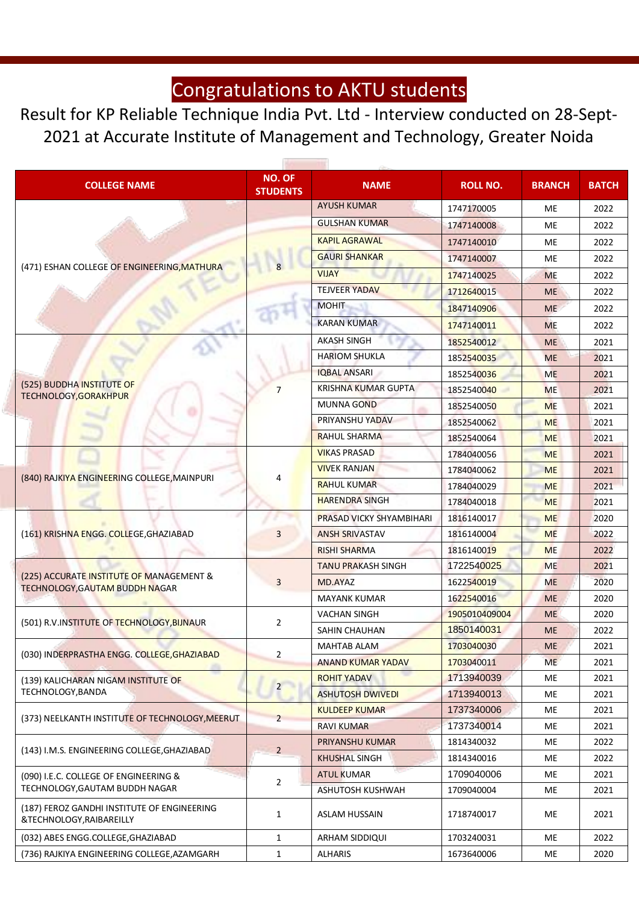# Congratulations to AKTU students

## Result for KP Reliable Technique India Pvt. Ltd - Interview conducted on 28-Sept-2021 at Accurate Institute of Management and Technology, Greater Noida

| COLLEGE NAME | NO. OF STUDENTS | NAME | ROLL NO. | BRANCH | BATCH |
|---|---|---|---|---|---|
| (471) ESHAN COLLEGE OF ENGINEERING,MATHURA | 8 | AYUSH KUMAR | 1747170005 | ME | 2022 |
| | | GULSHAN KUMAR | 1747140008 | ME | 2022 |
| | | KAPIL AGRAWAL | 1747140010 | ME | 2022 |
| | | GAURI SHANKAR | 1747140007 | ME | 2022 |
| | | VIJAY | 1747140025 | ME | 2022 |
| | | TEJVEER YADAV | 1712640015 | ME | 2022 |
| | | MOHIT | 1847140906 | ME | 2022 |
| | | KARAN KUMAR | 1747140011 | ME | 2022 |
| (525) BUDDHA INSTITUTE OF TECHNOLOGY,GORAKHPUR | 7 | AKASH SINGH | 1852540012 | ME | 2021 |
| | | HARIOM SHUKLA | 1852540035 | ME | 2021 |
| | | IQBAL ANSARI | 1852540036 | ME | 2021 |
| | | KRISHNA KUMAR GUPTA | 1852540040 | ME | 2021 |
| | | MUNNA GOND | 1852540050 | ME | 2021 |
| | | PRIYANSHU YADAV | 1852540062 | ME | 2021 |
| | | RAHUL SHARMA | 1852540064 | ME | 2021 |
| (840) RAJKIYA ENGINEERING COLLEGE,MAINPURI | 4 | VIKAS PRASAD | 1784040056 | ME | 2021 |
| | | VIVEK RANJAN | 1784040062 | ME | 2021 |
| | | RAHUL KUMAR | 1784040029 | ME | 2021 |
| | | HARENDRA SINGH | 1784040018 | ME | 2021 |
| (161) KRISHNA ENGG. COLLEGE,GHAZIABAD | 3 | PRASAD VICKY SHYAMBIHARI | 1816140017 | ME | 2020 |
| | | ANSH SRIVASTAV | 1816140004 | ME | 2022 |
| | | RISHI SHARMA | 1816140019 | ME | 2022 |
| (225) ACCURATE INSTITUTE OF MANAGEMENT & TECHNOLOGY,GAUTAM BUDDH NAGAR | 3 | TANU PRAKASH SINGH | 1722540025 | ME | 2021 |
| | | MD.AYAZ | 1622540019 | ME | 2020 |
| | | MAYANK KUMAR | 1622540016 | ME | 2020 |
| (501) R.V.INSTITUTE OF TECHNOLOGY,BIJNAUR | 2 | VACHAN SINGH | 1905010409004 | ME | 2020 |
| | | SAHIN CHAUHAN | 1850140031 | ME | 2022 |
| (030) INDERPRASTHA ENGG. COLLEGE,GHAZIABAD | 2 | MAHTAB ALAM | 1703040030 | ME | 2021 |
| | | ANAND KUMAR YADAV | 1703040011 | ME | 2021 |
| (139) KALICHARAN NIGAM INSTITUTE OF TECHNOLOGY,BANDA | 2 | ROHIT YADAV | 1713940039 | ME | 2021 |
| | | ASHUTOSH DWIVEDI | 1713940013 | ME | 2021 |
| (373) NEELKANTH INSTITUTE OF TECHNOLOGY,MEERUT | 2 | KULDEEP KUMAR | 1737340006 | ME | 2021 |
| | | RAVI KUMAR | 1737340014 | ME | 2021 |
| (143) I.M.S. ENGINEERING COLLEGE,GHAZIABAD | 2 | PRIYANSHU KUMAR | 1814340032 | ME | 2022 |
| | | KHUSHAL SINGH | 1814340016 | ME | 2022 |
| (090) I.E.C. COLLEGE OF ENGINEERING & TECHNOLOGY,GAUTAM BUDDH NAGAR | 2 | ATUL KUMAR | 1709040006 | ME | 2021 |
| | | ASHUTOSH KUSHWAH | 1709040004 | ME | 2021 |
| (187) FEROZ GANDHI INSTITUTE OF ENGINEERING &TECHNOLOGY,RAIBAREILLY | 1 | ASLAM HUSSAIN | 1718740017 | ME | 2021 |
| (032) ABES ENGG.COLLEGE,GHAZIABAD | 1 | ARHAM SIDDIQUI | 1703240031 | ME | 2022 |
| (736) RAJKIYA ENGINEERING COLLEGE,AZAMGARH | 1 | ALHARIS | 1673640006 | ME | 2020 |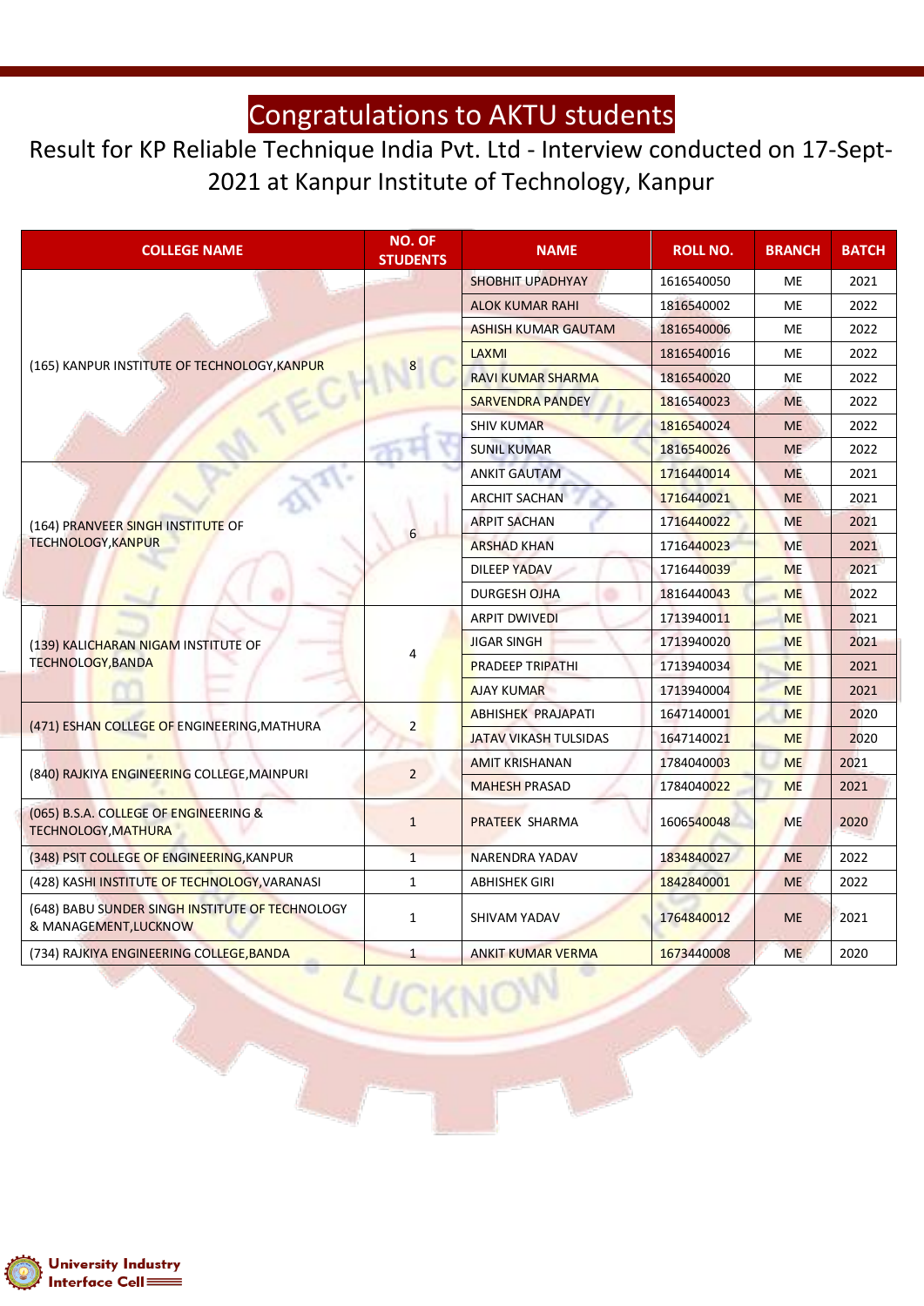# Congratulations to AKTU students

## Result for KP Reliable Technique India Pvt. Ltd - Interview conducted on 17-Sept-2021 at Kanpur Institute of Technology, Kanpur

| COLLEGE NAME | NO. OF STUDENTS | NAME | ROLL NO. | BRANCH | BATCH |
|---|---|---|---|---|---|
| (165) KANPUR INSTITUTE OF TECHNOLOGY,KANPUR | 8 | SHOBHIT UPADHYAY | 1616540050 | ME | 2021 |
| | | ALOK KUMAR RAHI | 1816540002 | ME | 2022 |
| | | ASHISH KUMAR GAUTAM | 1816540006 | ME | 2022 |
| | | LAXMI | 1816540016 | ME | 2022 |
| | | RAVI KUMAR SHARMA | 1816540020 | ME | 2022 |
| | | SARVENDRA PANDEY | 1816540023 | ME | 2022 |
| | | SHIV KUMAR | 1816540024 | ME | 2022 |
| | | SUNIL KUMAR | 1816540026 | ME | 2022 |
| (164) PRANVEER SINGH INSTITUTE OF TECHNOLOGY,KANPUR | 6 | ANKIT GAUTAM | 1716440014 | ME | 2021 |
| | | ARCHIT SACHAN | 1716440021 | ME | 2021 |
| | | ARPIT SACHAN | 1716440022 | ME | 2021 |
| | | ARSHAD KHAN | 1716440023 | ME | 2021 |
| | | DILEEP YADAV | 1716440039 | ME | 2021 |
| | | DURGESH OJHA | 1816440043 | ME | 2022 |
| (139) KALICHARAN NIGAM INSTITUTE OF TECHNOLOGY,BANDA | 4 | ARPIT DWIVEDI | 1713940011 | ME | 2021 |
| | | JIGAR SINGH | 1713940020 | ME | 2021 |
| | | PRADEEP TRIPATHI | 1713940034 | ME | 2021 |
| | | AJAY KUMAR | 1713940004 | ME | 2021 |
| (471) ESHAN COLLEGE OF ENGINEERING,MATHURA | 2 | ABHISHEK PRAJAPATI | 1647140001 | ME | 2020 |
| | | JATAV VIKASH TULSIDAS | 1647140021 | ME | 2020 |
| (840) RAJKIYA ENGINEERING COLLEGE,MAINPURI | 2 | AMIT KRISHANAN | 1784040003 | ME | 2021 |
| | | MAHESH PRASAD | 1784040022 | ME | 2021 |
| (065) B.S.A. COLLEGE OF ENGINEERING & TECHNOLOGY,MATHURA | 1 | PRATEEK SHARMA | 1606540048 | ME | 2020 |
| (348) PSIT COLLEGE OF ENGINEERING,KANPUR | 1 | NARENDRA YADAV | 1834840027 | ME | 2022 |
| (428) KASHI INSTITUTE OF TECHNOLOGY,VARANASI | 1 | ABHISHEK GIRI | 1842840001 | ME | 2022 |
| (648) BABU SUNDER SINGH INSTITUTE OF TECHNOLOGY & MANAGEMENT,LUCKNOW | 1 | SHIVAM YADAV | 1764840012 | ME | 2021 |
| (734) RAJKIYA ENGINEERING COLLEGE,BANDA | 1 | ANKIT KUMAR VERMA | 1673440008 | ME | 2020 |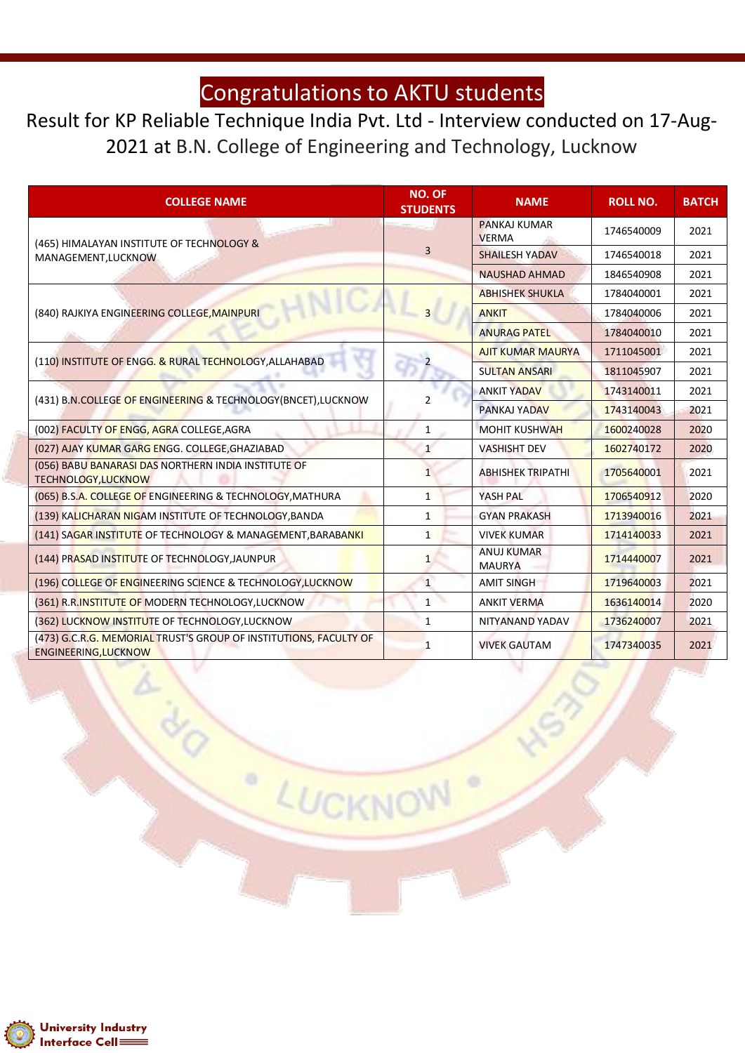# Congratulations to AKTU students

Result for KP Reliable Technique India Pvt. Ltd - Interview conducted on 17-Aug-2021 at B.N. College of Engineering and Technology, Lucknow

| COLLEGE NAME | NO. OF STUDENTS | NAME | ROLL NO. | BATCH |
|---|---|---|---|---|
| (465) HIMALAYAN INSTITUTE OF TECHNOLOGY & MANAGEMENT,LUCKNOW | 3 | PANKAJ KUMAR VERMA | 1746540009 | 2021 |
| | | SHAILESH YADAV | 1746540018 | 2021 |
| | | NAUSHAD AHMAD | 1846540908 | 2021 |
| (840) RAJKIYA ENGINEERING COLLEGE,MAINPURI | 3 | ABHISHEK SHUKLA | 1784040001 | 2021 |
| | | ANKIT | 1784040006 | 2021 |
| | | ANURAG PATEL | 1784040010 | 2021 |
| (110) INSTITUTE OF ENGG. & RURAL TECHNOLOGY,ALLAHABAD | 2 | AJIT KUMAR MAURYA | 1711045001 | 2021 |
| | | SULTAN ANSARI | 1811045907 | 2021 |
| (431) B.N.COLLEGE OF ENGINEERING & TECHNOLOGY(BNCET),LUCKNOW | 2 | ANKIT YADAV | 1743140011 | 2021 |
| | | PANKAJ YADAV | 1743140043 | 2021 |
| (002) FACULTY OF ENGG, AGRA COLLEGE,AGRA | 1 | MOHIT KUSHWAH | 1600240028 | 2020 |
| (027) AJAY KUMAR GARG ENGG. COLLEGE,GHAZIABAD | 1 | VASHISHT DEV | 1602740172 | 2020 |
| (056) BABU BANARASI DAS NORTHERN INDIA INSTITUTE OF TECHNOLOGY,LUCKNOW | 1 | ABHISHEK TRIPATHI | 1705640001 | 2021 |
| (065) B.S.A. COLLEGE OF ENGINEERING & TECHNOLOGY,MATHURA | 1 | YASH PAL | 1706540912 | 2020 |
| (139) KALICHARAN NIGAM INSTITUTE OF TECHNOLOGY,BANDA | 1 | GYAN PRAKASH | 1713940016 | 2021 |
| (141) SAGAR INSTITUTE OF TECHNOLOGY & MANAGEMENT,BARABANKI | 1 | VIVEK KUMAR | 1714140033 | 2021 |
| (144) PRASAD INSTITUTE OF TECHNOLOGY,JAUNPUR | 1 | ANUJ KUMAR MAURYA | 1714440007 | 2021 |
| (196) COLLEGE OF ENGINEERING SCIENCE & TECHNOLOGY,LUCKNOW | 1 | AMIT SINGH | 1719640003 | 2021 |
| (361) R.R.INSTITUTE OF MODERN TECHNOLOGY,LUCKNOW | 1 | ANKIT VERMA | 1636140014 | 2020 |
| (362) LUCKNOW INSTITUTE OF TECHNOLOGY,LUCKNOW | 1 | NITYANAND YADAV | 1736240007 | 2021 |
| (473) G.C.R.G. MEMORIAL TRUST'S GROUP OF INSTITUTIONS, FACULTY OF ENGINEERING,LUCKNOW | 1 | VIVEK GAUTAM | 1747340035 | 2021 |

University Industry Interface Cell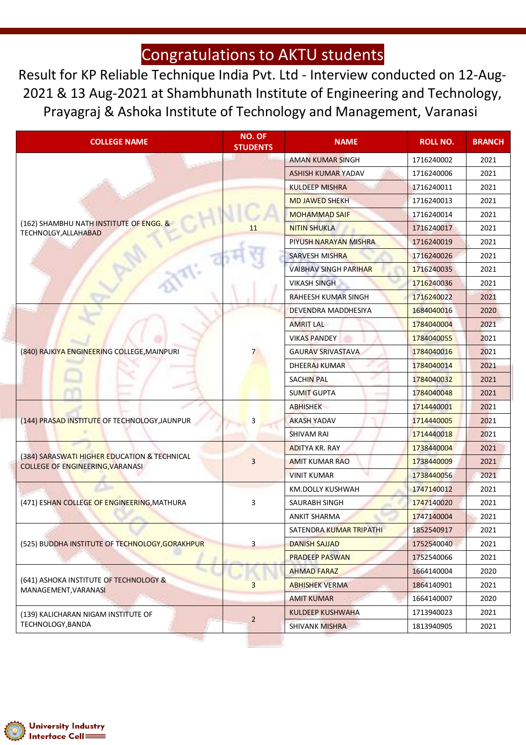# Congratulations to AKTU students

Result for KP Reliable Technique India Pvt. Ltd - Interview conducted on 12-Aug-2021 & 13 Aug-2021 at Shambhunath Institute of Engineering and Technology, Prayagraj & Ashoka Institute of Technology and Management, Varanasi

| COLLEGE NAME | NO. OF STUDENTS | NAME | ROLL NO. | BRANCH |
|---|---|---|---|---|
| (162) SHAMBHU NATH INSTITUTE OF ENGG. & TECHNOLGY,ALLAHABAD | 11 | AMAN KUMAR SINGH | 1716240002 | 2021 |
| | | ASHISH KUMAR YADAV | 1716240006 | 2021 |
| | | KULDEEP MISHRA | 1716240011 | 2021 |
| | | MD JAWED SHEKH | 1716240013 | 2021 |
| | | MOHAMMAD SAIF | 1716240014 | 2021 |
| | | NITIN SHUKLA | 1716240017 | 2021 |
| | | PIYUSH NARAYAN MISHRA | 1716240019 | 2021 |
| | | SARVESH MISHRA | 1716240026 | 2021 |
| | | VAIBHAV SINGH PARIHAR | 1716240035 | 2021 |
| | | VIKASH SINGH | 1716240036 | 2021 |
| | | RAHEESH KUMAR SINGH | 1716240022 | 2021 |
| (840) RAJKIYA ENGINEERING COLLEGE,MAINPURI | 7 | DEVENDRA MADDHESIYA | 1684040016 | 2020 |
| | | AMRIT LAL | 1784040004 | 2021 |
| | | VIKAS PANDEY | 1784040055 | 2021 |
| | | GAURAV SRIVASTAVA | 1784040016 | 2021 |
| | | DHEERAJ KUMAR | 1784040014 | 2021 |
| | | SACHIN PAL | 1784040032 | 2021 |
| | | SUMIT GUPTA | 1784040048 | 2021 |
| (144) PRASAD INSTITUTE OF TECHNOLOGY,JAUNPUR | 3 | ABHISHEK | 1714440001 | 2021 |
| | | AKASH YADAV | 1714440005 | 2021 |
| | | SHIVAM RAI | 1714440018 | 2021 |
| (384) SARASWATI HIGHER EDUCATION & TECHNICAL COLLEGE OF ENGINEERING,VARANASI | 3 | ADITYA KR. RAY | 1738440004 | 2021 |
| | | AMIT KUMAR RAO | 1738440009 | 2021 |
| | | VINIT KUMAR | 1738440056 | 2021 |
| (471) ESHAN COLLEGE OF ENGINEERING,MATHURA | 3 | KM.DOLLY KUSHWAH | 1747140012 | 2021 |
| | | SAURABH SINGH | 1747140020 | 2021 |
| | | ANKIT SHARMA | 1747140004 | 2021 |
| (525) BUDDHA INSTITUTE OF TECHNOLOGY,GORAKHPUR | 3 | SATENDRA KUMAR TRIPATHI | 1852540917 | 2021 |
| | | DANISH SAJJAD | 1752540040 | 2021 |
| | | PRADEEP PASWAN | 1752540066 | 2021 |
| (641) ASHOKA INSTITUTE OF TECHNOLOGY & MANAGEMENT,VARANASI | 3 | AHMAD FARAZ | 1664140004 | 2020 |
| | | ABHISHEK VERMA | 1864140901 | 2021 |
| | | AMIT KUMAR | 1664140007 | 2020 |
| (139) KALICHARAN NIGAM INSTITUTE OF TECHNOLOGY,BANDA | 2 | KULDEEP KUSHWAHA | 1713940023 | 2021 |
| | | SHIVANK MISHRA | 1813940905 | 2021 |

University Industry Interface Cell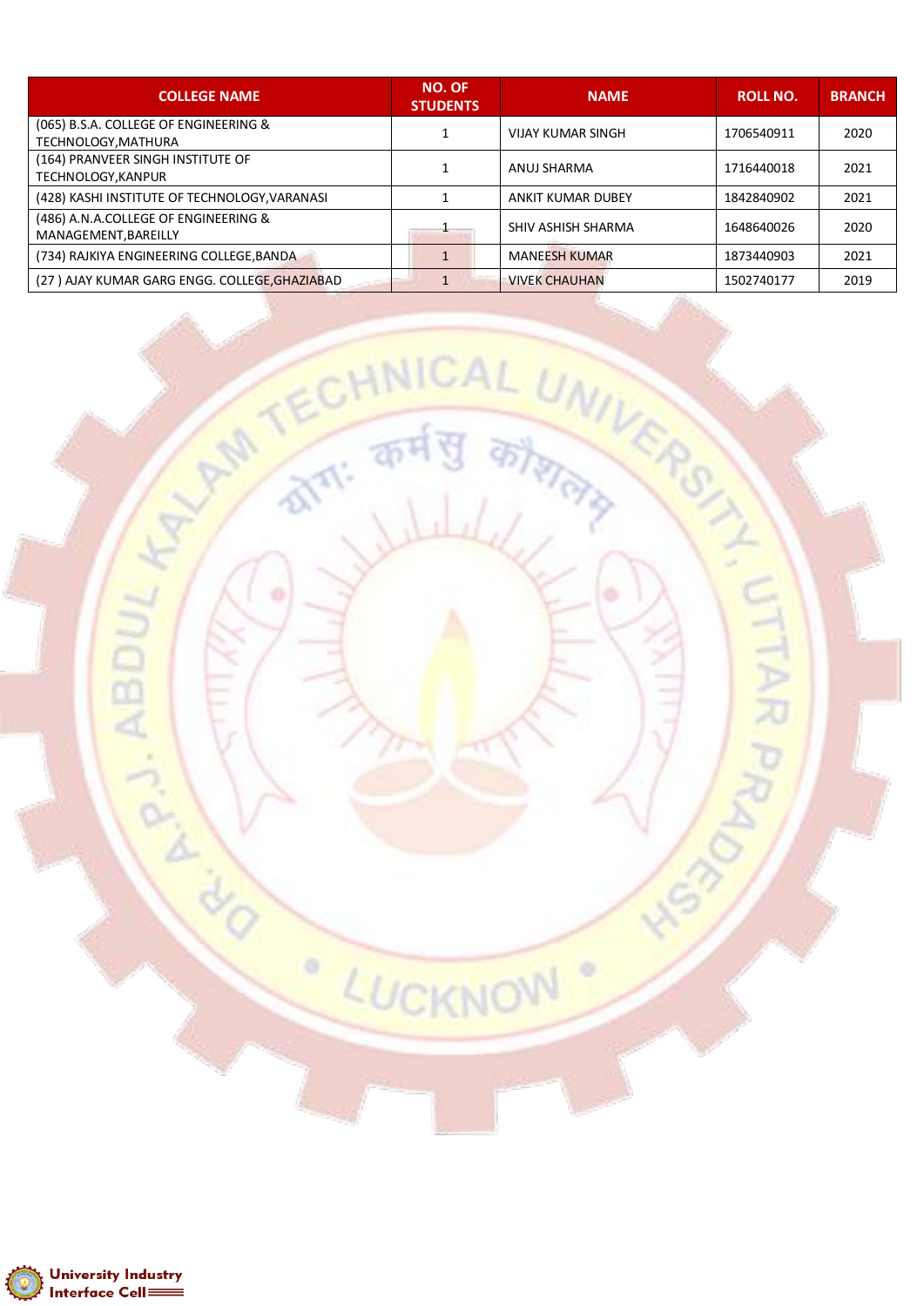| COLLEGE NAME | NO. OF STUDENTS | NAME | ROLL NO. | BRANCH |
|---|---|---|---|---|
| (065) B.S.A. COLLEGE OF ENGINEERING & TECHNOLOGY,MATHURA | 1 | VIJAY KUMAR SINGH | 1706540911 | 2020 |
| (164) PRANVEER SINGH INSTITUTE OF TECHNOLOGY,KANPUR | 1 | ANUJ SHARMA | 1716440018 | 2021 |
| (428) KASHI INSTITUTE OF TECHNOLOGY,VARANASI | 1 | ANKIT KUMAR DUBEY | 1842840902 | 2021 |
| (486) A.N.A.COLLEGE OF ENGINEERING & MANAGEMENT,BAREILLY | 1 | SHIV ASHISH SHARMA | 1648640026 | 2020 |
| (734) RAJKIYA ENGINEERING COLLEGE,BANDA | 1 | MANEESH KUMAR | 1873440903 | 2021 |
| (27 ) AJAY KUMAR GARG ENGG. COLLEGE,GHAZIABAD | 1 | VIVEK CHAUHAN | 1502740177 | 2019 |